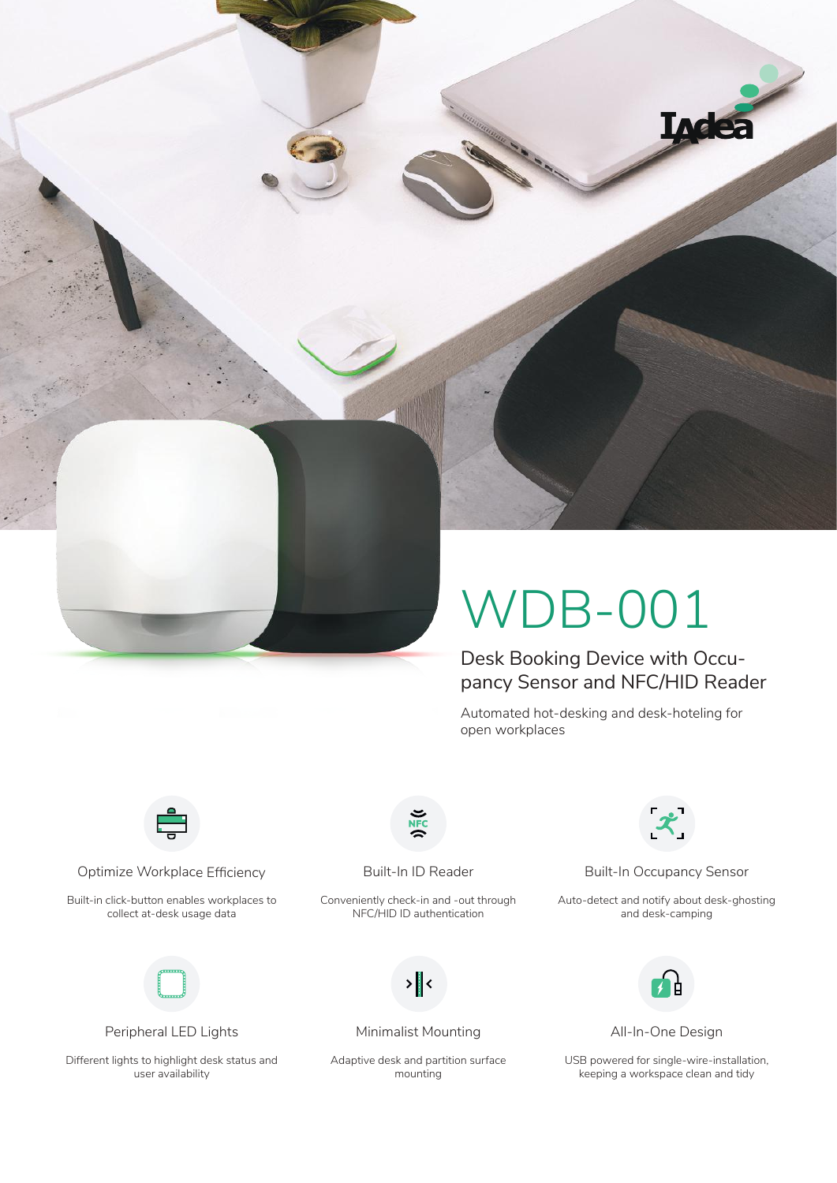# WDB-001

## Desk Booking Device with Occupancy Sensor and NFC/HID Reader

Automated hot-desking and desk-hoteling for open workplaces

### Optimize Workplace Efficiency

Built-in click-button enables workplaces to collect at-desk usage data

### Built-In ID Reader

Conveniently check-in and -out through NFC/HID ID authentication

### Built-In Occupancy Sensor

Auto-detect and notify about desk-ghosting and desk-camping

### Peripheral LED Lights

Different lights to highlight desk status and user availability

### Minimalist Mounting

Adaptive desk and partition surface mounting

### All-In-One Design

USB powered for single-wire-installation, keeping a workspace clean and tidy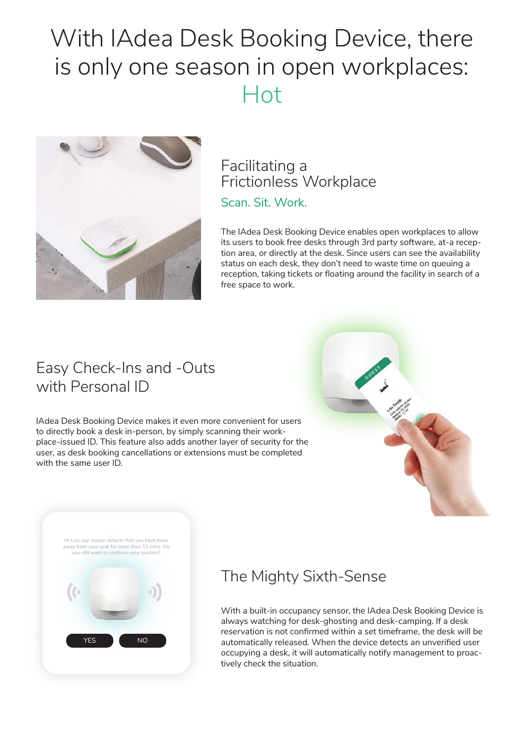# With IAdea Desk Booking Device, there is only one season in open workplaces: Hot

## Facilitating a Frictionless Workplace

### Scan. Sit. Work.

The IAdea Desk Booking Device enables open workplaces to allow its users to book free desks through 3rd party software, at-a reception area, or directly at the desk. Since users can see the availability status on each desk, they don't need to waste time on queuing a reception, taking tickets or floating around the facility in search of a free space to work.

## Easy Check-Ins and -Outs with Personal ID

IAdea Desk Booking Device makes it even more convenient for users to directly book a desk in-person, by simply scanning their workplace-issued ID. This feature also adds another layer of security for the user, as desk booking cancellations or extensions must be completed with the same user ID.

Hi Lisa, our sensor detects that you have been away from your seat for more than 15 mins. Do you still want to continue your session?

YES NO

## The Mighty Sixth-Sense

With a built-in occupancy sensor, the IAdea Desk Booking Device is always watching for desk-ghosting and desk-camping. If a desk reservation is not confirmed within a set timeframe, the desk will be automatically released. When the device detects an unverified user occupying a desk, it will automatically notify management to proactively check the situation.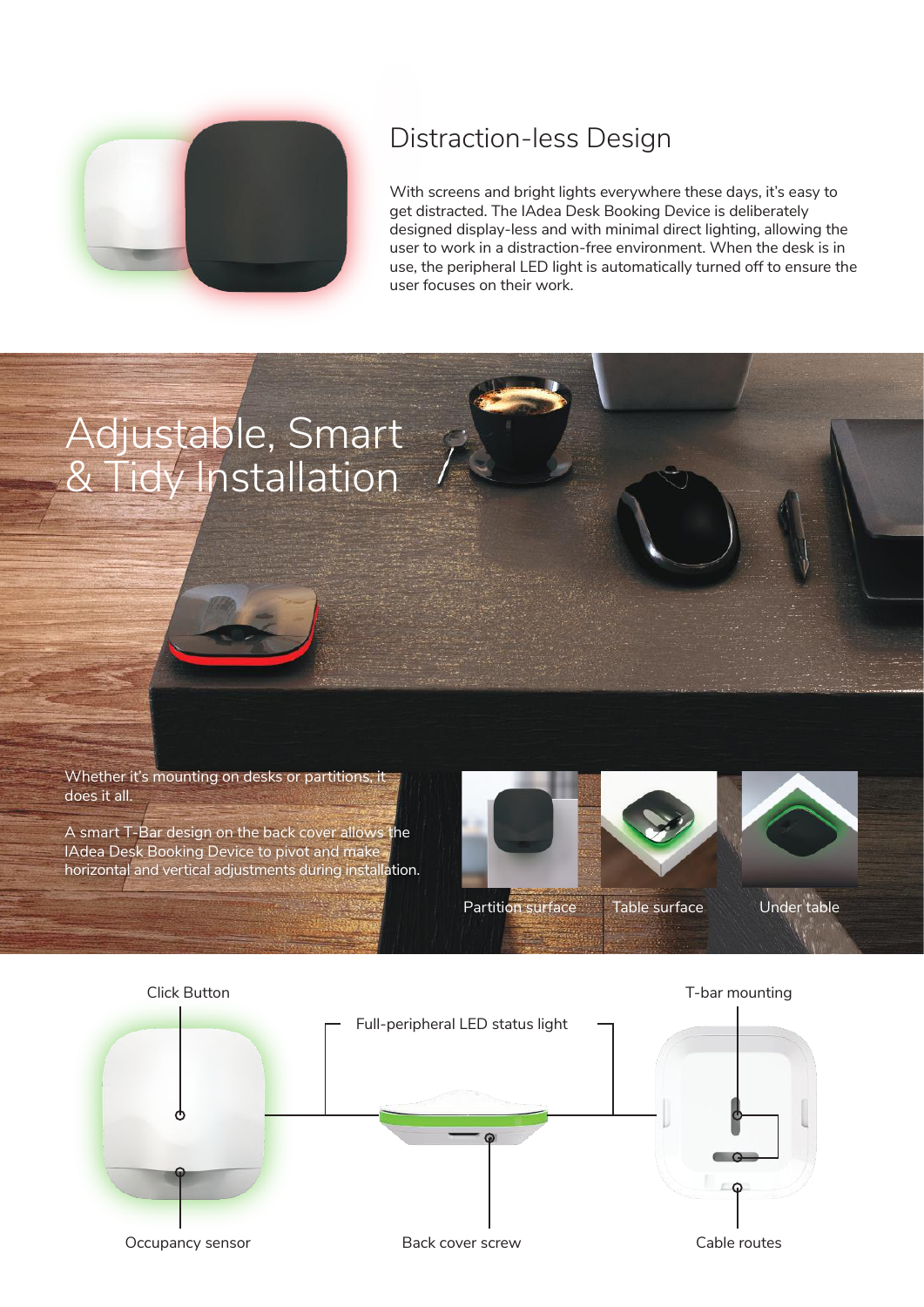## Distraction-less Design

With screens and bright lights everywhere these days, it's easy to get distracted. The IAdea Desk Booking Device is deliberately designed display-less and with minimal direct lighting, allowing the user to work in a distraction-free environment. When the desk is in use, the peripheral LED light is automatically turned off to ensure the user focuses on their work.

## Adjustable, Smart & Tidy Installation

Whether it's mounting on desks or partitions, it does it all.

A smart T-Bar design on the back cover allows the IAdea Desk Booking Device to pivot and make horizontal and vertical adjustments during installation.

Partition surface

Table surface

Under table

Click Button

Full-peripheral LED status light

T-bar mounting

Occupancy sensor

Back cover screw

Cable routes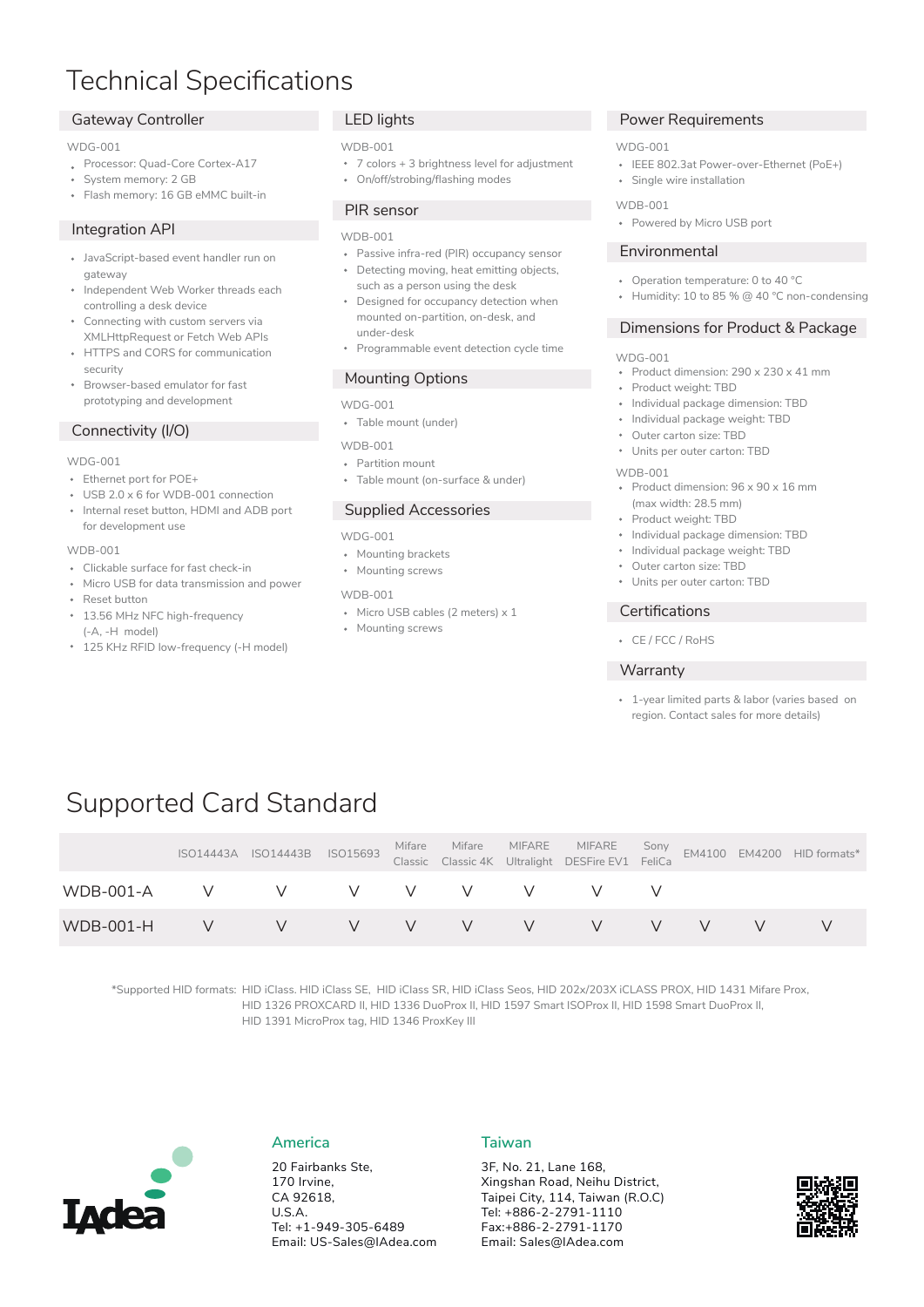# Technical Specifications

## Gateway Controller

WDG-001

- Processor: Quad-Core Cortex-A17
- System memory: 2 GB
- Flash memory: 16 GB eMMC built-in

## Integration API

- JavaScript-based event handler run on gateway
- Independent Web Worker threads each controlling a desk device
- Connecting with custom servers via XMLHttpRequest or Fetch Web APIs
- HTTPS and CORS for communication security
- Browser-based emulator for fast prototyping and development

## Connectivity (I/O)

WDG-001

- Ethernet port for POE+
- USB 2.0 x 6 for WDB-001 connection
- Internal reset button, HDMI and ADB port for development use

WDB-001

- Clickable surface for fast check-in
- Micro USB for data transmission and power
- Reset button
- 13.56 MHz NFC high-frequency (-A, -H model)
- 125 KHz RFID low-frequency (-H model)

## LED lights

WDB-001

- 7 colors + 3 brightness level for adjustment
- On/off/strobing/flashing modes

## PIR sensor

WDB-001

- Passive infra-red (PIR) occupancy sensor
- Detecting moving, heat emitting objects, such as a person using the desk
- Designed for occupancy detection when mounted on-partition, on-desk, and under-desk
- Programmable event detection cycle time

## Mounting Options

WDG-001

- Table mount (under)

WDB-001

- Partition mount
- Table mount (on-surface & under)

## Supplied Accessories

WDG-001

- Mounting brackets
- Mounting screws

WDB-001

- Micro USB cables (2 meters) x 1
- Mounting screws

## Power Requirements

WDG-001

- IEEE 802.3at Power-over-Ethernet (PoE+)
- Single wire installation

WDB-001

- Powered by Micro USB port

## Environmental

- Operation temperature: 0 to 40 °C
- Humidity: 10 to 85 % @ 40 °C non-condensing

## Dimensions for Product & Package

WDG-001

- Product dimension: 290 x 230 x 41 mm
- Product weight: TBD
- Individual package dimension: TBD
- Individual package weight: TBD
- Outer carton size: TBD
- Units per outer carton: TBD

WDB-001

- Product dimension: 96 x 90 x 16 mm (max width: 28.5 mm)
- Product weight: TBD
- Individual package dimension: TBD
- Individual package weight: TBD
- Outer carton size: TBD
- Units per outer carton: TBD

## Certifications

- CE / FCC / RoHS

## Warranty

- 1-year limited parts & labor (varies based on region. Contact sales for more details)

# Supported Card Standard

| | ISO14443A | ISO14443B | ISO15693 | Mifare Classic | Mifare Classic 4K | MIFARE Ultralight | MIFARE DESFire EV1 | Sony FeliCa | EM4100 | EM4200 | HID formats* |
|---|---|---|---|---|---|---|---|---|---|---|---|
| WDB-001-A | V | V | V | V | V | V | V | V | | | |
| WDB-001-H | V | V | V | V | V | V | V | V | V | V | V |

*Supported HID formats: HID iClass. HID iClass SE, HID iClass SR, HID iClass Seos, HID 202x/203X iCLASS PROX, HID 1431 Mifare Prox, HID 1326 PROXCARD II, HID 1336 DuoProx II, HID 1597 Smart ISOProx II, HID 1598 Smart DuoProx II, HID 1391 MicroProx tag, HID 1346 ProxKey III

IAdea

**America**

20 Fairbanks Ste,
170 Irvine,
CA 92618,
U.S.A.
Tel: +1-949-305-6489
Email: US-Sales@IAdea.com

**Taiwan**

3F, No. 21, Lane 168,
Xingshan Road, Neihu District,
Taipei City, 114, Taiwan (R.O.C)
Tel: +886-2-2791-1110
Fax:+886-2-2791-1170
Email: Sales@IAdea.com